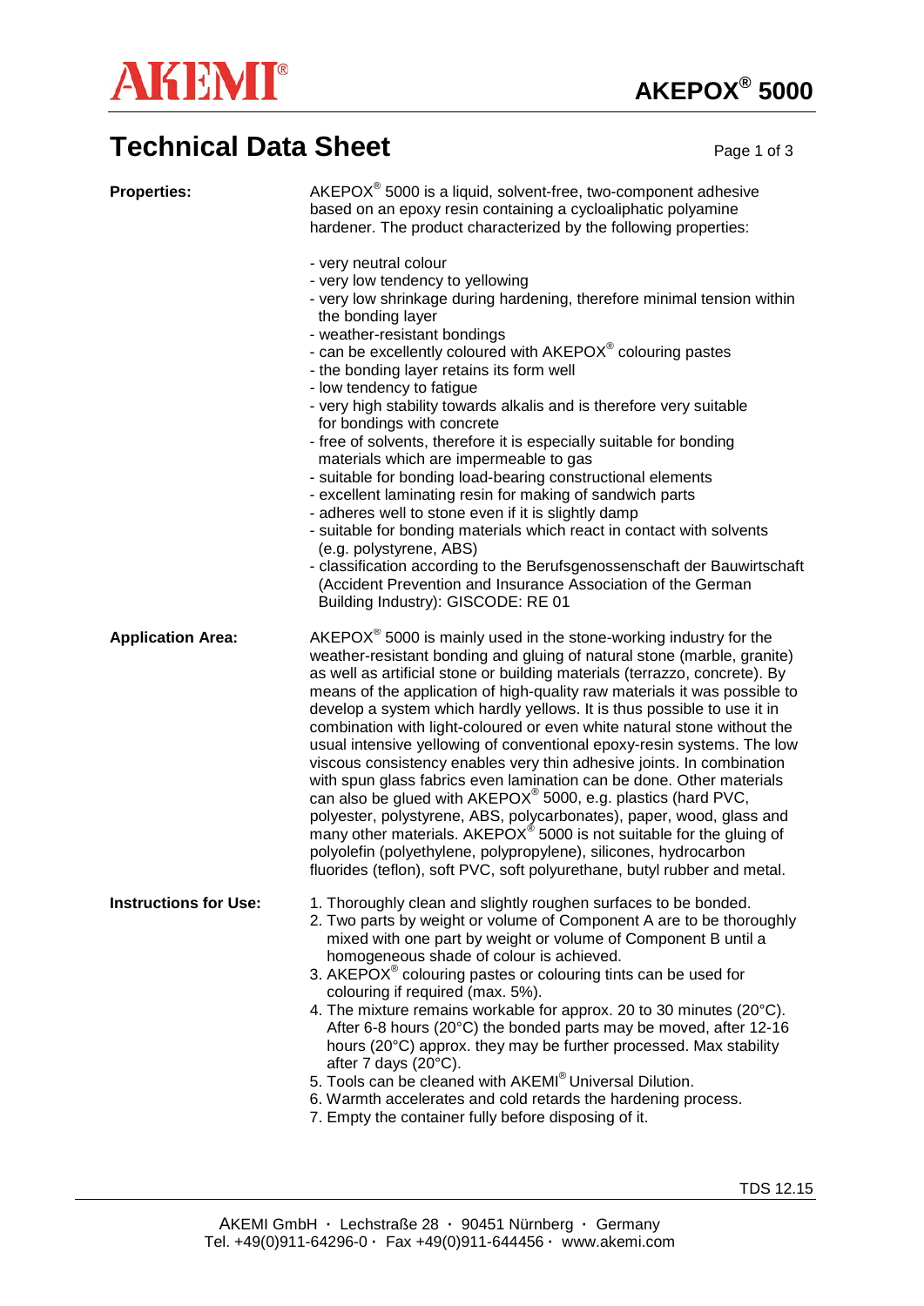# AKEPOX® 5000

## Technical Data Sheet

**Properties:**

AKEPOX® 5000 is a liquid, solvent-free, two-component adhesive based on an epoxy resin containing a cycloaliphatic polyamine hardener. The product characterized by the following properties:

- very neutral colour
- very low tendency to yellowing
- very low shrinkage during hardening, therefore minimal tension within the bonding layer
- weather-resistant bondings
- can be excellently coloured with AKEPOX® colouring pastes
- the bonding layer retains its form well
- low tendency to fatigue
- very high stability towards alkalis and is therefore very suitable for bondings with concrete
- free of solvents, therefore it is especially suitable for bonding materials which are impermeable to gas
- suitable for bonding load-bearing constructional elements
- excellent laminating resin for making of sandwich parts
- adheres well to stone even if it is slightly damp
- suitable for bonding materials which react in contact with solvents (e.g. polystyrene, ABS)
- classification according to the Berufsgenossenschaft der Bauwirtschaft (Accident Prevention and Insurance Association of the German Building Industry): GISCODE: RE 01

**Application Area:**

AKEPOX® 5000 is mainly used in the stone-working industry for the weather-resistant bonding and gluing of natural stone (marble, granite) as well as artificial stone or building materials (terrazzo, concrete). By means of the application of high-quality raw materials it was possible to develop a system which hardly yellows. It is thus possible to use it in combination with light-coloured or even white natural stone without the usual intensive yellowing of conventional epoxy-resin systems. The low viscous consistency enables very thin adhesive joints. In combination with spun glass fabrics even lamination can be done. Other materials can also be glued with AKEPOX® 5000, e.g. plastics (hard PVC, polyester, polystyrene, ABS, polycarbonates), paper, wood, glass and many other materials. AKEPOX® 5000 is not suitable for the gluing of polyolefin (polyethylene, polypropylene), silicones, hydrocarbon fluorides (teflon), soft PVC, soft polyurethane, butyl rubber and metal.

**Instructions for Use:**

1. Thoroughly clean and slightly roughen surfaces to be bonded.
2. Two parts by weight or volume of Component A are to be thoroughly mixed with one part by weight or volume of Component B until a homogeneous shade of colour is achieved.
3. AKEPOX® colouring pastes or colouring tints can be used for colouring if required (max. 5%).
4. The mixture remains workable for approx. 20 to 30 minutes (20°C). After 6-8 hours (20°C) the bonded parts may be moved, after 12-16 hours (20°C) approx. they may be further processed. Max stability after 7 days (20°C).
5. Tools can be cleaned with AKEMI® Universal Dilution.
6. Warmth accelerates and cold retards the hardening process.
7. Empty the container fully before disposing of it.

TDS 12.15

AKEMI GmbH · Lechstraße 28 · 90451 Nürnberg · Germany
Tel. +49(0)911-64296-0 · Fax +49(0)911-644456 · www.akemi.com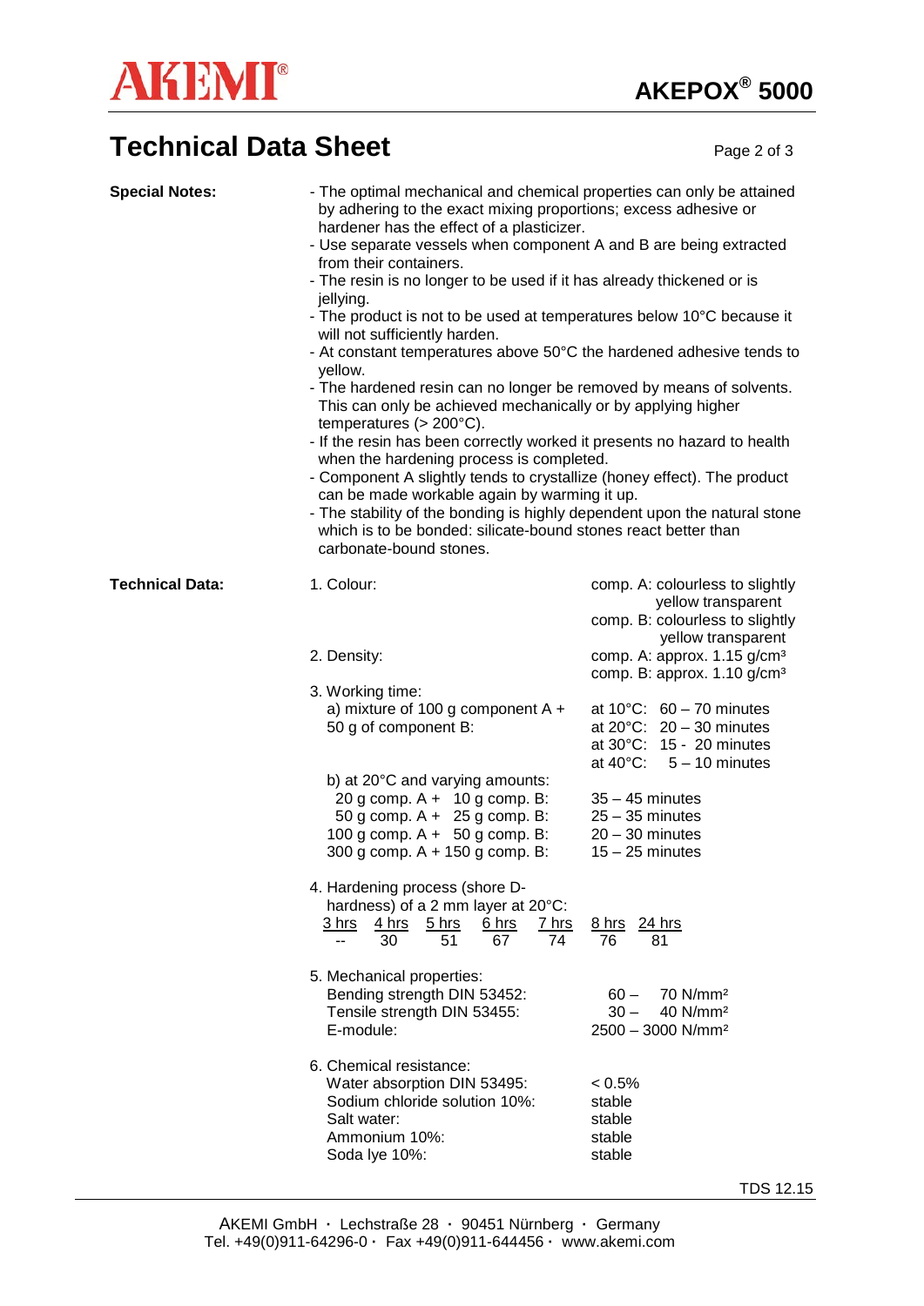## Technical Data Sheet

**Special Notes:**

- The optimal mechanical and chemical properties can only be attained by adhering to the exact mixing proportions; excess adhesive or hardener has the effect of a plasticizer.
- Use separate vessels when component A and B are being extracted from their containers.
- The resin is no longer to be used if it has already thickened or is jellying.
- The product is not to be used at temperatures below 10°C because it will not sufficiently harden.
- At constant temperatures above 50°C the hardened adhesive tends to yellow.
- The hardened resin can no longer be removed by means of solvents. This can only be achieved mechanically or by applying higher temperatures (> 200°C).
- If the resin has been correctly worked it presents no hazard to health when the hardening process is completed.
- Component A slightly tends to crystallize (honey effect). The product can be made workable again by warming it up.
- The stability of the bonding is highly dependent upon the natural stone which is to be bonded: silicate-bound stones react better than carbonate-bound stones.

**Technical Data:**

1. Colour:
   - comp. A: colourless to slightly yellow transparent
   - comp. B: colourless to slightly yellow transparent
2. Density:
   - comp. A: approx. 1.15 g/cm³
   - comp. B: approx. 1.10 g/cm³
3. Working time:

   a) mixture of 100 g component A + 50 g of component B:

   | | |
   |---|---|
   | at 10°C: | 60 – 70 minutes |
   | at 20°C: | 20 – 30 minutes |
   | at 30°C: | 15 - 20 minutes |
   | at 40°C: | 5 – 10 minutes |

   b) at 20°C and varying amounts:

   | | |
   |---|---|
   | 20 g comp. A + 10 g comp. B: | 35 – 45 minutes |
   | 50 g comp. A + 25 g comp. B: | 25 – 35 minutes |
   | 100 g comp. A + 50 g comp. B: | 20 – 30 minutes |
   | 300 g comp. A + 150 g comp. B: | 15 – 25 minutes |

4. Hardening process (shore D-hardness) of a 2 mm layer at 20°C:

   | 3 hrs | 4 hrs | 5 hrs | 6 hrs | 7 hrs | 8 hrs | 24 hrs |
   |---|---|---|---|---|---|---|
   | -- | 30 | 51 | 67 | 74 | 76 | 81 |

5. Mechanical properties:

   | | |
   |---|---|
   | Bending strength DIN 53452: | 60 – 70 N/mm² |
   | Tensile strength DIN 53455: | 30 – 40 N/mm² |
   | E-module: | 2500 – 3000 N/mm² |

6. Chemical resistance:

   | | |
   |---|---|
   | Water absorption DIN 53495: | < 0.5% |
   | Sodium chloride solution 10%: | stable |
   | Salt water: | stable |
   | Ammonium 10%: | stable |
   | Soda lye 10%: | stable |

TDS 12.15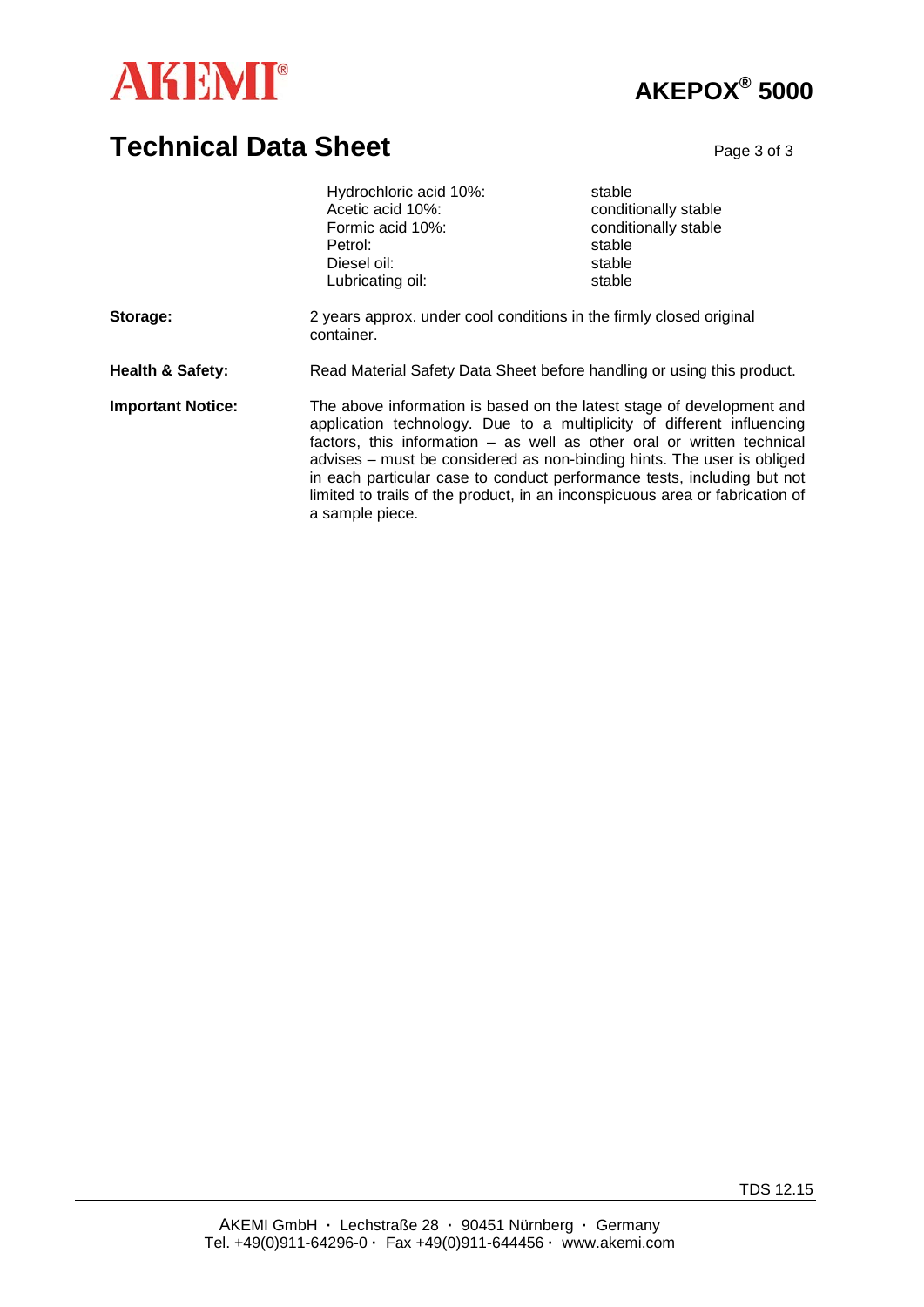| | |
|---|---|
| Hydrochloric acid 10%: | stable |
| Acetic acid 10%: | conditionally stable |
| Formic acid 10%: | conditionally stable |
| Petrol: | stable |
| Diesel oil: | stable |
| Lubricating oil: | stable |

**Storage:** 2 years approx. under cool conditions in the firmly closed original container.

**Health & Safety:** Read Material Safety Data Sheet before handling or using this product.

**Important Notice:** The above information is based on the latest stage of development and application technology. Due to a multiplicity of different influencing factors, this information – as well as other oral or written technical advises – must be considered as non-binding hints. The user is obliged in each particular case to conduct performance tests, including but not limited to trails of the product, in an inconspicuous area or fabrication of a sample piece.

TDS 12.15

AKEMI GmbH · Lechstraße 28 · 90451 Nürnberg · Germany
Tel. +49(0)911-64296-0 · Fax +49(0)911-644456 · www.akemi.com